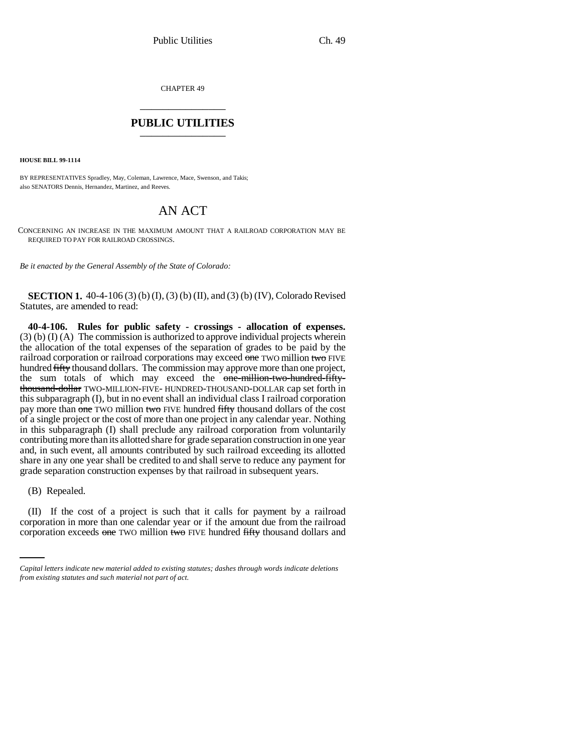CHAPTER 49

# PUBLIC UTILITIES

**HOUSE BILL 99-1114**

BY REPRESENTATIVES Spradley, May, Coleman, Lawrence, Mace, Swenson, and Takis; also SENATORS Dennis, Hernandez, Martinez, and Reeves.

## AN ACT

CONCERNING AN INCREASE IN THE MAXIMUM AMOUNT THAT A RAILROAD CORPORATION MAY BE REQUIRED TO PAY FOR RAILROAD CROSSINGS.

*Be it enacted by the General Assembly of the State of Colorado:*

**SECTION 1.** 40-4-106 (3) (b) (I), (3) (b) (II), and (3) (b) (IV), Colorado Revised Statutes, are amended to read:

**40-4-106. Rules for public safety - crossings - allocation of expenses.** (3) (b) (I) (A) The commission is authorized to approve individual projects wherein the allocation of the total expenses of the separation of grades to be paid by the railroad corporation or railroad corporations may exceed ~~one~~ TWO million ~~two~~ FIVE hundred ~~fifty~~ thousand dollars. The commission may approve more than one project, the sum totals of which may exceed the ~~one-million-two-hundred-fifty-thousand-dollar~~ TWO-MILLION-FIVE- HUNDRED-THOUSAND-DOLLAR cap set forth in this subparagraph (I), but in no event shall an individual class I railroad corporation pay more than ~~one~~ TWO million ~~two~~ FIVE hundred ~~fifty~~ thousand dollars of the cost of a single project or the cost of more than one project in any calendar year. Nothing in this subparagraph (I) shall preclude any railroad corporation from voluntarily contributing more than its allotted share for grade separation construction in one year and, in such event, all amounts contributed by such railroad exceeding its allotted share in any one year shall be credited to and shall serve to reduce any payment for grade separation construction expenses by that railroad in subsequent years.

(B) Repealed.

(II) If the cost of a project is such that it calls for payment by a railroad corporation in more than one calendar year or if the amount due from the railroad corporation exceeds ~~one~~ TWO million ~~two~~ FIVE hundred ~~fifty~~ thousand dollars and

*Capital letters indicate new material added to existing statutes; dashes through words indicate deletions from existing statutes and such material not part of act.*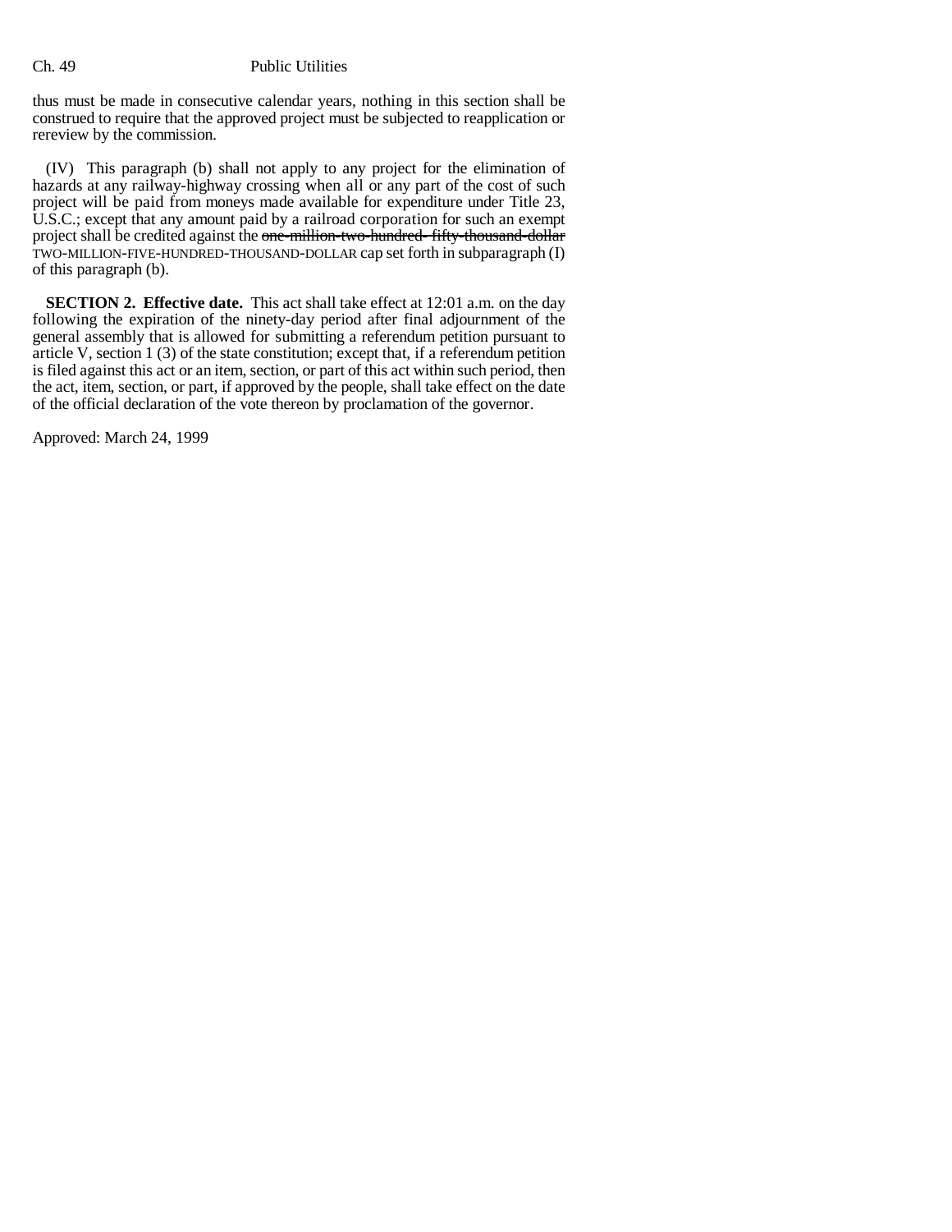thus must be made in consecutive calendar years, nothing in this section shall be construed to require that the approved project must be subjected to reapplication or rereview by the commission.

(IV) This paragraph (b) shall not apply to any project for the elimination of hazards at any railway-highway crossing when all or any part of the cost of such project will be paid from moneys made available for expenditure under Title 23, U.S.C.; except that any amount paid by a railroad corporation for such an exempt project shall be credited against the ~~one-million-two-hundred- fifty-thousand-dollar~~ TWO-MILLION-FIVE-HUNDRED-THOUSAND-DOLLAR cap set forth in subparagraph (I) of this paragraph (b).

**SECTION 2. Effective date.** This act shall take effect at 12:01 a.m. on the day following the expiration of the ninety-day period after final adjournment of the general assembly that is allowed for submitting a referendum petition pursuant to article V, section 1 (3) of the state constitution; except that, if a referendum petition is filed against this act or an item, section, or part of this act within such period, then the act, item, section, or part, if approved by the people, shall take effect on the date of the official declaration of the vote thereon by proclamation of the governor.

Approved: March 24, 1999